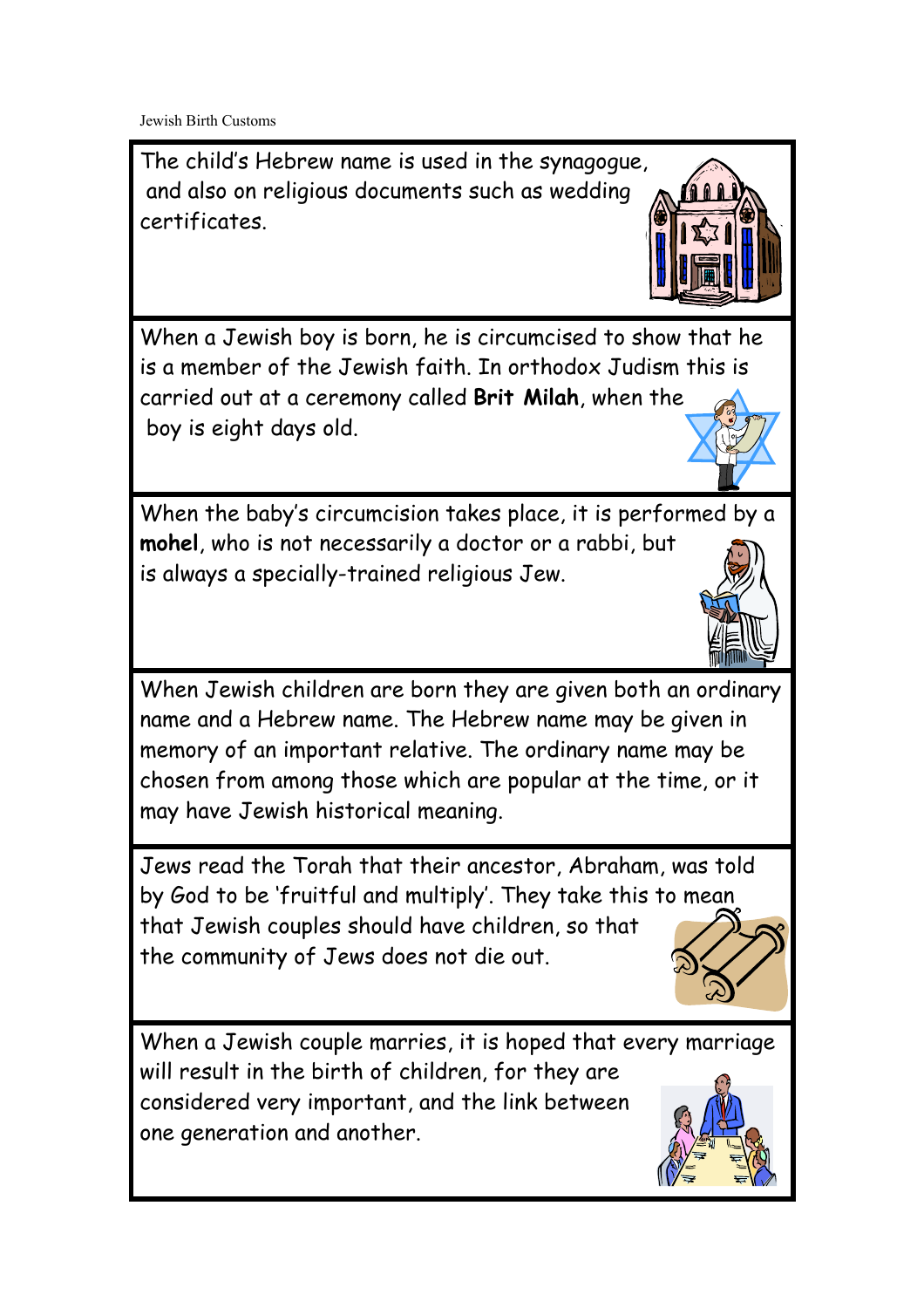Jewish Birth Customs

The child's Hebrew name is used in the synagogue, and also on religious documents such as wedding certificates.

---

When a Jewish boy is born, he is circumcised to show that he is a member of the Jewish faith. In orthodox Judism this is carried out at a ceremony called **Brit Milah**, when the boy is eight days old.

---

When the baby's circumcision takes place, it is performed by a **mohel**, who is not necessarily a doctor or a rabbi, but is always a specially-trained religious Jew.

---

When Jewish children are born they are given both an ordinary name and a Hebrew name. The Hebrew name may be given in memory of an important relative. The ordinary name may be chosen from among those which are popular at the time, or it may have Jewish historical meaning.

---

Jews read the Torah that their ancestor, Abraham, was told by God to be 'fruitful and multiply'. They take this to mean that Jewish couples should have children, so that the community of Jews does not die out.

---

When a Jewish couple marries, it is hoped that every marriage will result in the birth of children, for they are considered very important, and the link between one generation and another.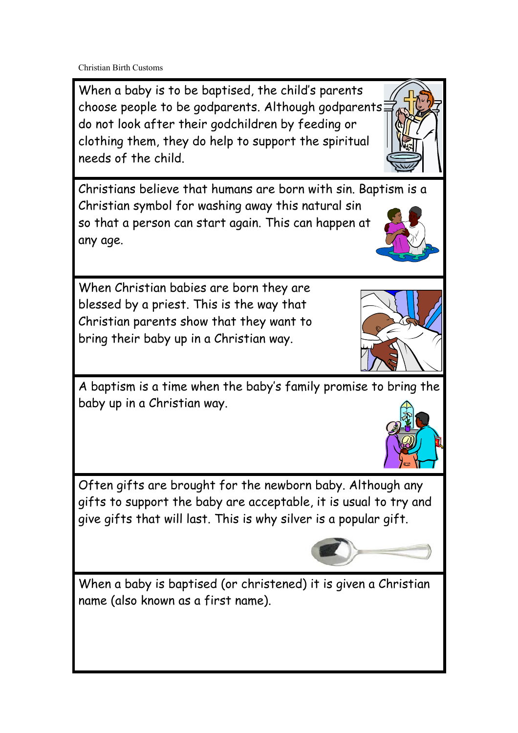Christian Birth Customs

When a baby is to be baptised, the child's parents choose people to be godparents. Although godparents do not look after their godchildren by feeding or clothing them, they do help to support the spiritual needs of the child.

Christians believe that humans are born with sin. Baptism is a Christian symbol for washing away this natural sin so that a person can start again. This can happen at any age.

When Christian babies are born they are blessed by a priest. This is the way that Christian parents show that they want to bring their baby up in a Christian way.

A baptism is a time when the baby's family promise to bring the baby up in a Christian way.

Often gifts are brought for the newborn baby. Although any gifts to support the baby are acceptable, it is usual to try and give gifts that will last. This is why silver is a popular gift.

When a baby is baptised (or christened) it is given a Christian name (also known as a first name).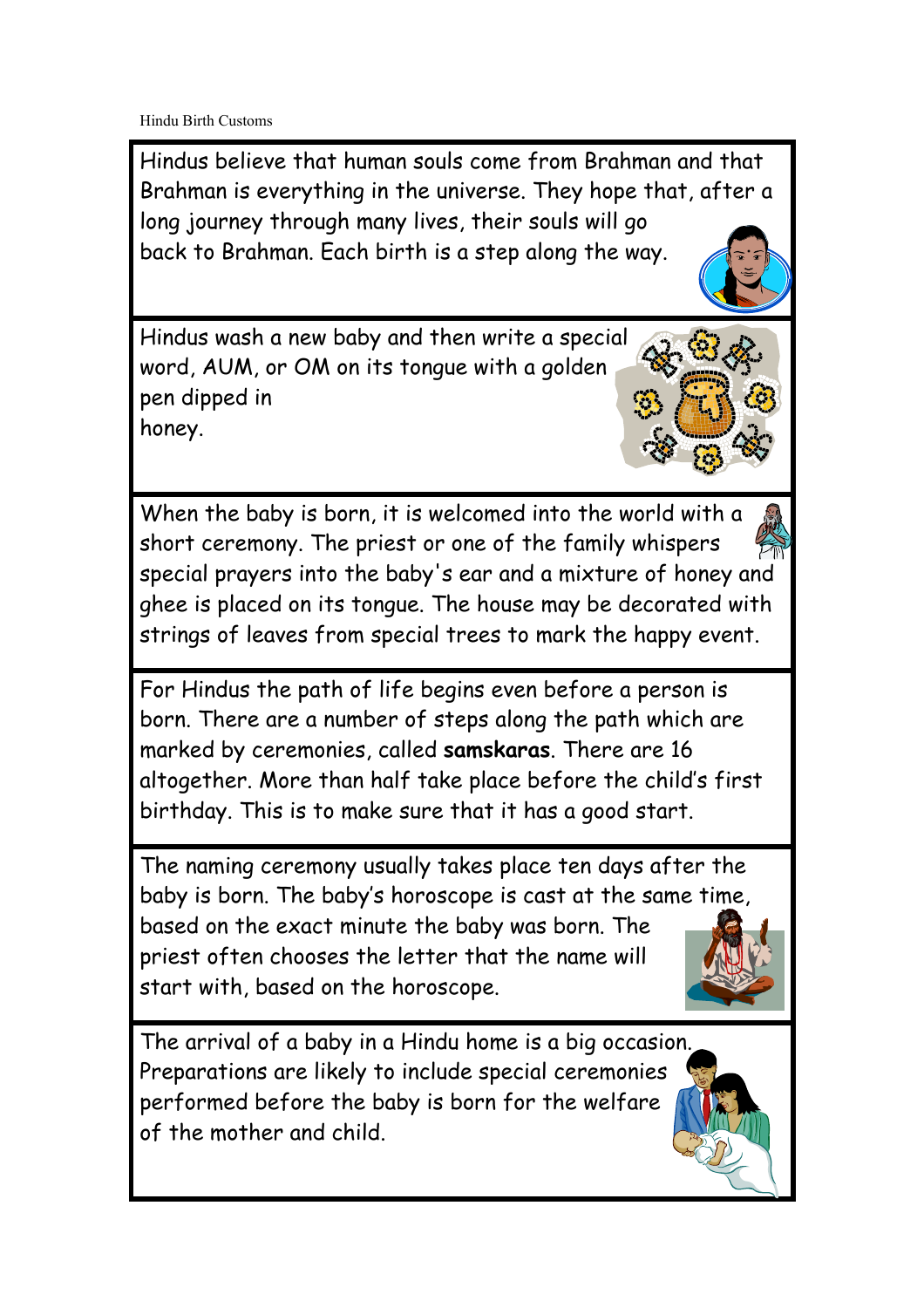Hindu Birth Customs

Hindus believe that human souls come from Brahman and that Brahman is everything in the universe. They hope that, after a long journey through many lives, their souls will go back to Brahman. Each birth is a step along the way.

---

Hindus wash a new baby and then write a special word, AUM, or OM on its tongue with a golden pen dipped in honey.

---

When the baby is born, it is welcomed into the world with a short ceremony. The priest or one of the family whispers special prayers into the baby's ear and a mixture of honey and ghee is placed on its tongue. The house may be decorated with strings of leaves from special trees to mark the happy event.

---

For Hindus the path of life begins even before a person is born. There are a number of steps along the path which are marked by ceremonies, called **samskaras**. There are 16 altogether. More than half take place before the child's first birthday. This is to make sure that it has a good start.

---

The naming ceremony usually takes place ten days after the baby is born. The baby's horoscope is cast at the same time, based on the exact minute the baby was born. The priest often chooses the letter that the name will start with, based on the horoscope.

---

The arrival of a baby in a Hindu home is a big occasion. Preparations are likely to include special ceremonies performed before the baby is born for the welfare of the mother and child.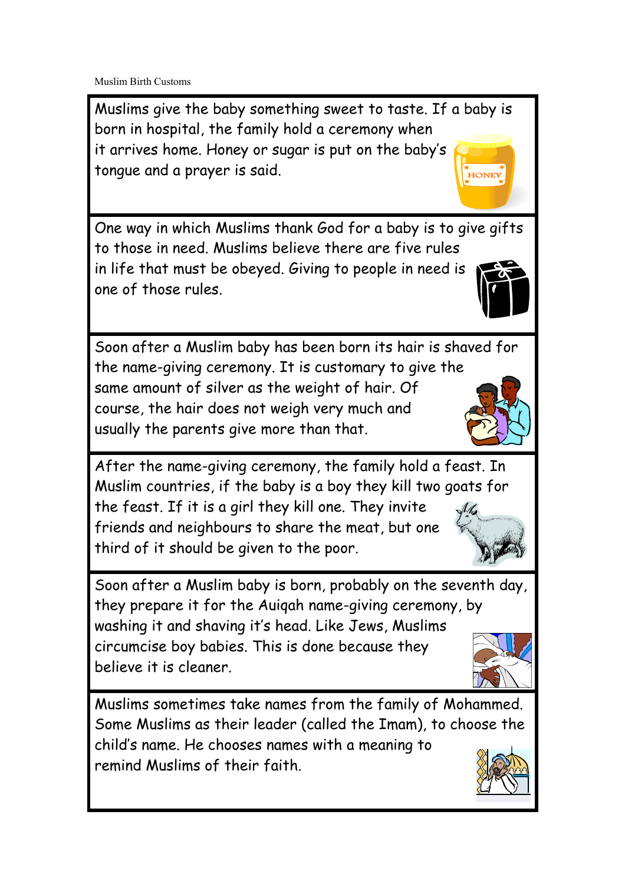Muslim Birth Customs

Muslims give the baby something sweet to taste. If a baby is born in hospital, the family hold a ceremony when it arrives home. Honey or sugar is put on the baby's tongue and a prayer is said.

---

One way in which Muslims thank God for a baby is to give gifts to those in need. Muslims believe there are five rules in life that must be obeyed. Giving to people in need is one of those rules.

---

Soon after a Muslim baby has been born its hair is shaved for the name-giving ceremony. It is customary to give the same amount of silver as the weight of hair. Of course, the hair does not weigh very much and usually the parents give more than that.

---

After the name-giving ceremony, the family hold a feast. In Muslim countries, if the baby is a boy they kill two goats for the feast. If it is a girl they kill one. They invite friends and neighbours to share the meat, but one third of it should be given to the poor.

---

Soon after a Muslim baby is born, probably on the seventh day, they prepare it for the Auiqah name-giving ceremony, by washing it and shaving it's head. Like Jews, Muslims circumcise boy babies. This is done because they believe it is cleaner.

---

Muslims sometimes take names from the family of Mohammed. Some Muslims as their leader (called the Imam), to choose the child's name. He chooses names with a meaning to remind Muslims of their faith.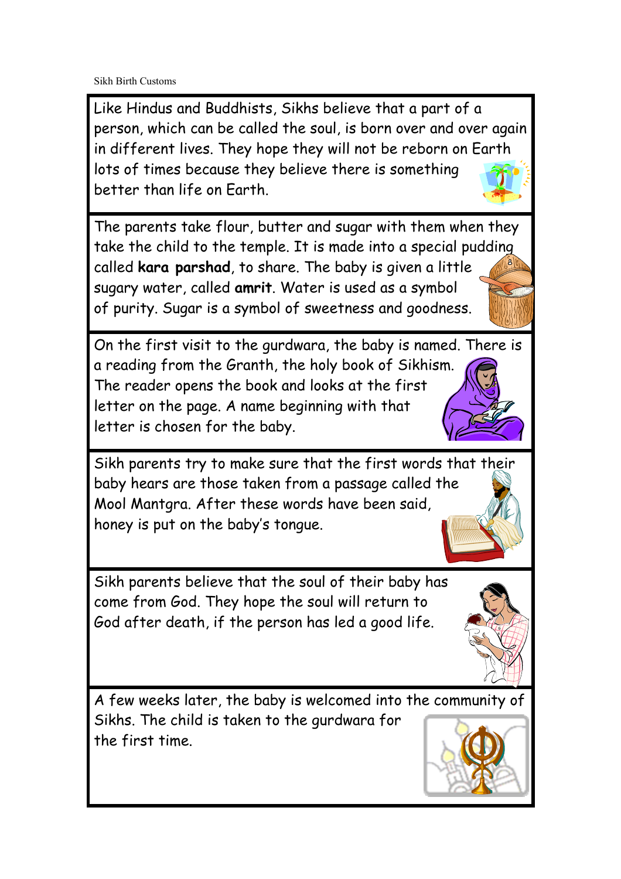Sikh Birth Customs

Like Hindus and Buddhists, Sikhs believe that a part of a person, which can be called the soul, is born over and over again in different lives. They hope they will not be reborn on Earth lots of times because they believe there is something better than life on Earth.

The parents take flour, butter and sugar with them when they take the child to the temple. It is made into a special pudding called **kara parshad**, to share. The baby is given a little sugary water, called **amrit**. Water is used as a symbol of purity. Sugar is a symbol of sweetness and goodness.

On the first visit to the gurdwara, the baby is named. There is a reading from the Granth, the holy book of Sikhism. The reader opens the book and looks at the first letter on the page. A name beginning with that letter is chosen for the baby.

Sikh parents try to make sure that the first words that their baby hears are those taken from a passage called the Mool Mantgra. After these words have been said, honey is put on the baby's tongue.

Sikh parents believe that the soul of their baby has come from God. They hope the soul will return to God after death, if the person has led a good life.

A few weeks later, the baby is welcomed into the community of Sikhs. The child is taken to the gurdwara for the first time.